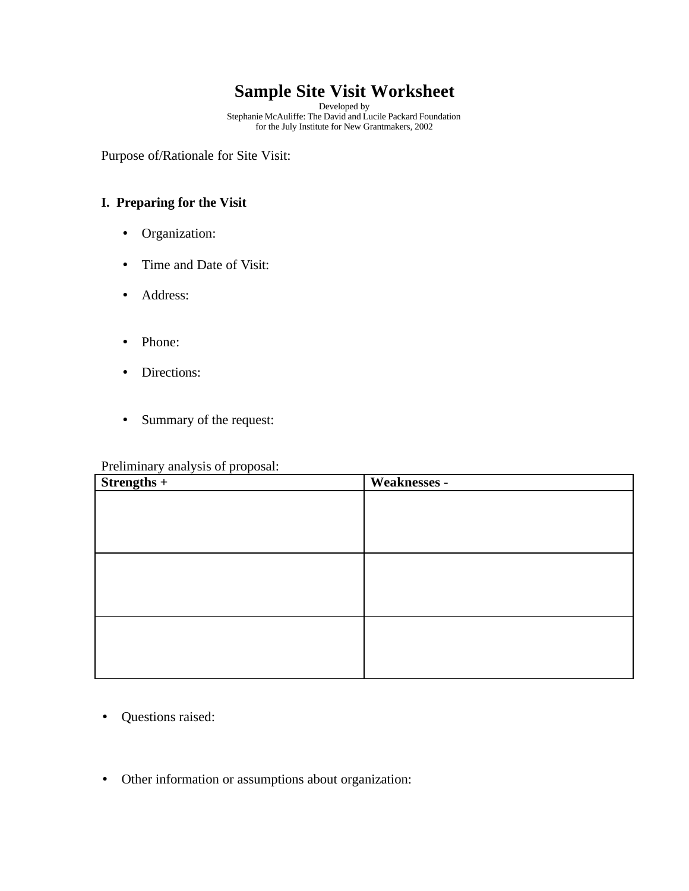# Sample Site Visit Worksheet

Developed by
Stephanie McAuliffe: The David and Lucile Packard Foundation
for the July Institute for New Grantmakers, 2002

Purpose of/Rationale for Site Visit:

## I. Preparing for the Visit

- Organization:
- Time and Date of Visit:
- Address:
- Phone:
- Directions:
- Summary of the request:

Preliminary analysis of proposal:

| Strengths + | Weaknesses - |
|---|---|
| | |
| | |
| | |

- Questions raised:
- Other information or assumptions about organization: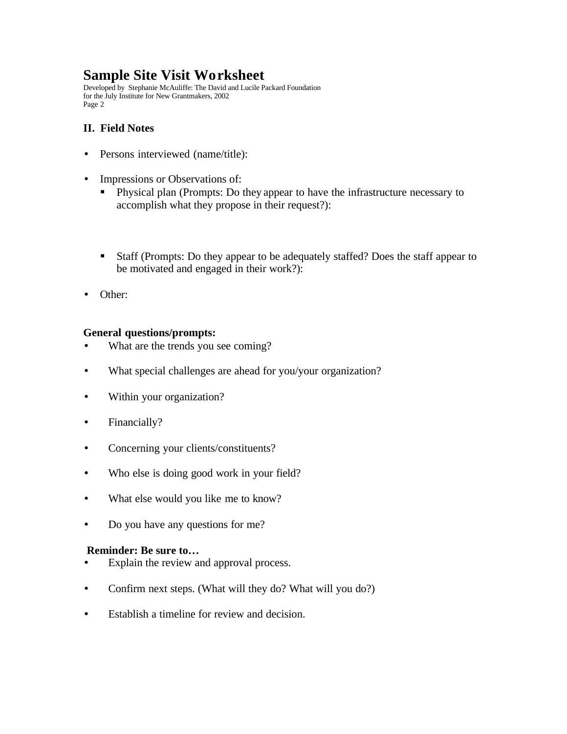# Sample Site Visit Worksheet

Developed by Stephanie McAuliffe: The David and Lucile Packard Foundation
for the July Institute for New Grantmakers, 2002
Page 2

## II. Field Notes

- Persons interviewed (name/title):
- Impressions or Observations of:
  - Physical plan (Prompts: Do they appear to have the infrastructure necessary to accomplish what they propose in their request?):
  - Staff (Prompts: Do they appear to be adequately staffed? Does the staff appear to be motivated and engaged in their work?):
- Other:

**General questions/prompts:**

- What are the trends you see coming?
- What special challenges are ahead for you/your organization?
- Within your organization?
- Financially?
- Concerning your clients/constituents?
- Who else is doing good work in your field?
- What else would you like me to know?
- Do you have any questions for me?

**Reminder: Be sure to…**

- Explain the review and approval process.
- Confirm next steps. (What will they do? What will you do?)
- Establish a timeline for review and decision.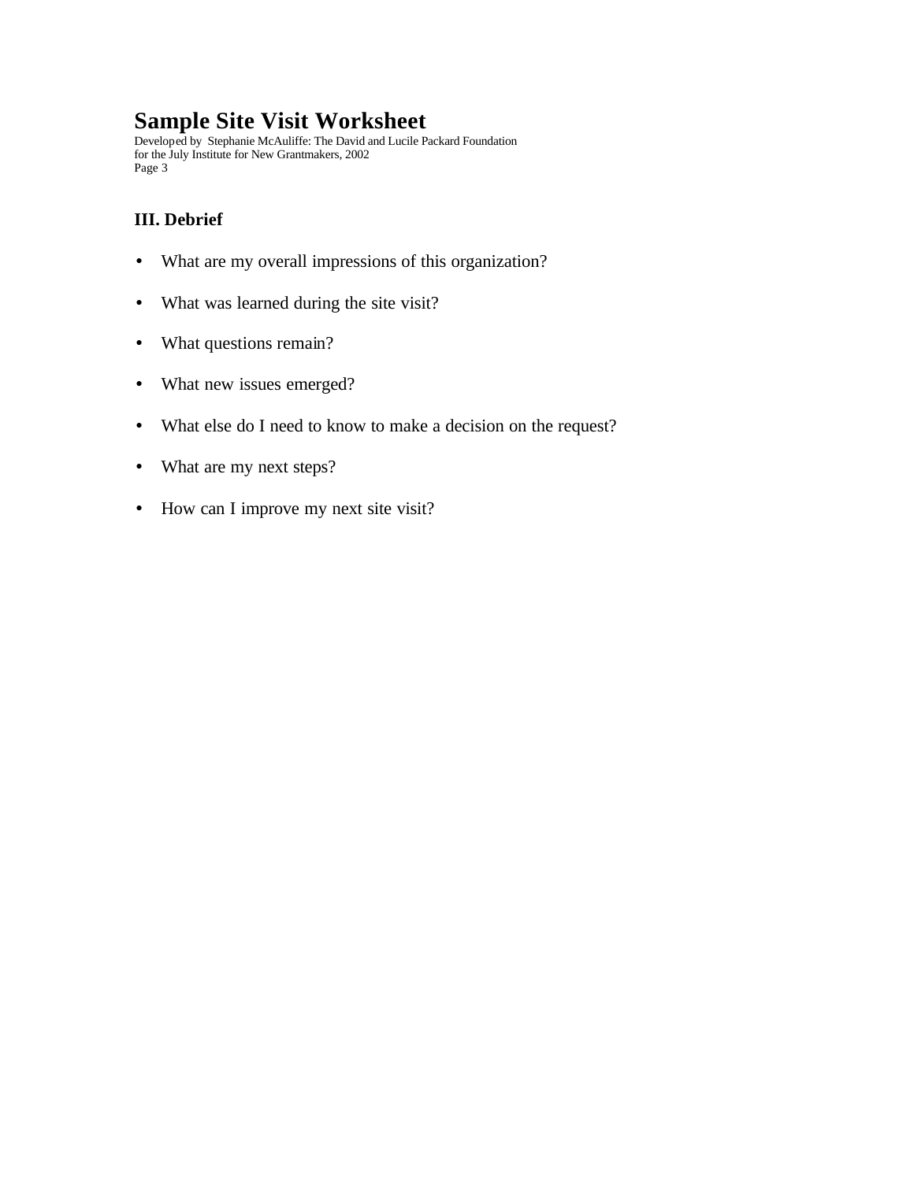### III. Debrief

- What are my overall impressions of this organization?
- What was learned during the site visit?
- What questions remain?
- What new issues emerged?
- What else do I need to know to make a decision on the request?
- What are my next steps?
- How can I improve my next site visit?